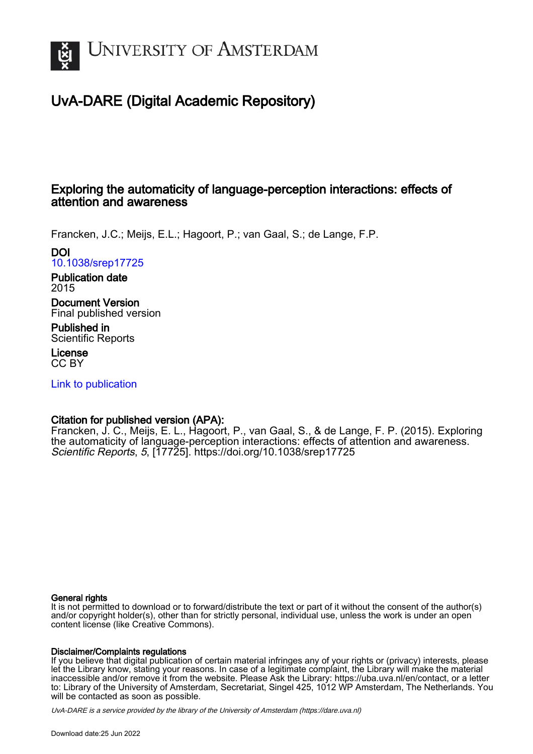# UvA-DARE (Digital Academic Repository)

## Exploring the automaticity of language-perception interactions: effects of attention and awareness

Francken, J.C.; Meijs, E.L.; Hagoort, P.; van Gaal, S.; de Lange, F.P.

**DOI**
10.1038/srep17725

**Publication date**
2015

**Document Version**
Final published version

**Published in**
Scientific Reports

**License**
CC BY

Link to publication

**Citation for published version (APA):**
Francken, J. C., Meijs, E. L., Hagoort, P., van Gaal, S., & de Lange, F. P. (2015). Exploring the automaticity of language-perception interactions: effects of attention and awareness. *Scientific Reports*, *5*, [17725]. https://doi.org/10.1038/srep17725

**General rights**
It is not permitted to download or to forward/distribute the text or part of it without the consent of the author(s) and/or copyright holder(s), other than for strictly personal, individual use, unless the work is under an open content license (like Creative Commons).

**Disclaimer/Complaints regulations**
If you believe that digital publication of certain material infringes any of your rights or (privacy) interests, please let the Library know, stating your reasons. In case of a legitimate complaint, the Library will make the material inaccessible and/or remove it from the website. Please Ask the Library: https://uba.uva.nl/en/contact, or a letter to: Library of the University of Amsterdam, Secretariat, Singel 425, 1012 WP Amsterdam, The Netherlands. You will be contacted as soon as possible.

*UvA-DARE is a service provided by the library of the University of Amsterdam (https://dare.uva.nl)*

Download date:25 Jun 2022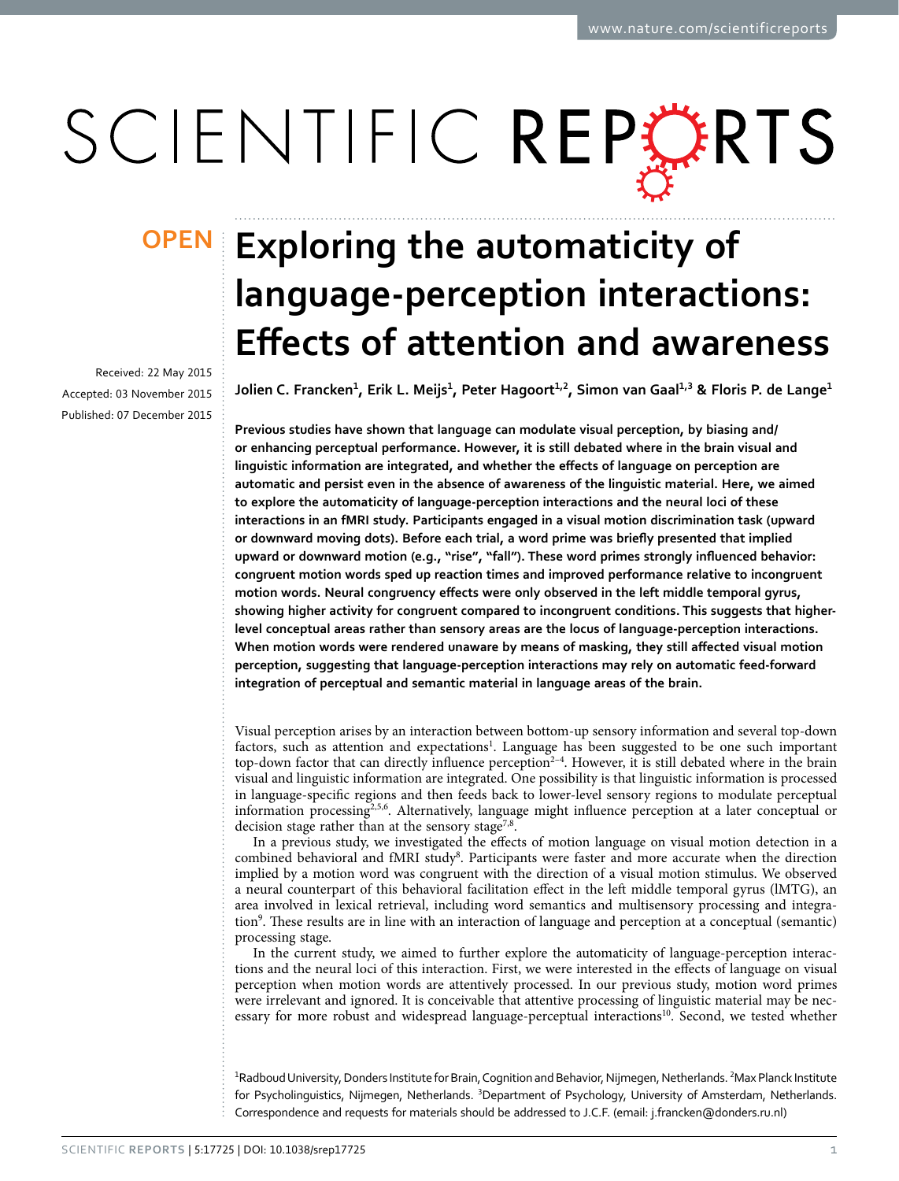# Exploring the automaticity of language-perception interactions: Effects of attention and awareness

Received: 22 May 2015
Accepted: 03 November 2015
Published: 07 December 2015

Jolien C. Francken[1], Erik L. Meijs[1], Peter Hagoort[1,2], Simon van Gaal[1,3] & Floris P. de Lange[1]

**Previous studies have shown that language can modulate visual perception, by biasing and/or enhancing perceptual performance. However, it is still debated where in the brain visual and linguistic information are integrated, and whether the effects of language on perception are automatic and persist even in the absence of awareness of the linguistic material. Here, we aimed to explore the automaticity of language-perception interactions and the neural loci of these interactions in an fMRI study. Participants engaged in a visual motion discrimination task (upward or downward moving dots). Before each trial, a word prime was briefly presented that implied upward or downward motion (e.g., "rise", "fall"). These word primes strongly influenced behavior: congruent motion words sped up reaction times and improved performance relative to incongruent motion words. Neural congruency effects were only observed in the left middle temporal gyrus, showing higher activity for congruent compared to incongruent conditions. This suggests that higher-level conceptual areas rather than sensory areas are the locus of language-perception interactions. When motion words were rendered unaware by means of masking, they still affected visual motion perception, suggesting that language-perception interactions may rely on automatic feed-forward integration of perceptual and semantic material in language areas of the brain.**

Visual perception arises by an interaction between bottom-up sensory information and several top-down factors, such as attention and expectations[1]. Language has been suggested to be one such important top-down factor that can directly influence perception[2–4]. However, it is still debated where in the brain visual and linguistic information are integrated. One possibility is that linguistic information is processed in language-specific regions and then feeds back to lower-level sensory regions to modulate perceptual information processing[2,5,6]. Alternatively, language might influence perception at a later conceptual or decision stage rather than at the sensory stage[7,8].

In a previous study, we investigated the effects of motion language on visual motion detection in a combined behavioral and fMRI study[8]. Participants were faster and more accurate when the direction implied by a motion word was congruent with the direction of a visual motion stimulus. We observed a neural counterpart of this behavioral facilitation effect in the left middle temporal gyrus (lMTG), an area involved in lexical retrieval, including word semantics and multisensory processing and integration[9]. These results are in line with an interaction of language and perception at a conceptual (semantic) processing stage.

In the current study, we aimed to further explore the automaticity of language-perception interactions and the neural loci of this interaction. First, we were interested in the effects of language on visual perception when motion words are attentively processed. In our previous study, motion word primes were irrelevant and ignored. It is conceivable that attentive processing of linguistic material may be necessary for more robust and widespread language-perceptual interactions[10]. Second, we tested whether

[1]Radboud University, Donders Institute for Brain, Cognition and Behavior, Nijmegen, Netherlands. [2]Max Planck Institute for Psycholinguistics, Nijmegen, Netherlands. [3]Department of Psychology, University of Amsterdam, Netherlands. Correspondence and requests for materials should be addressed to J.C.F. (email: j.francken@donders.ru.nl)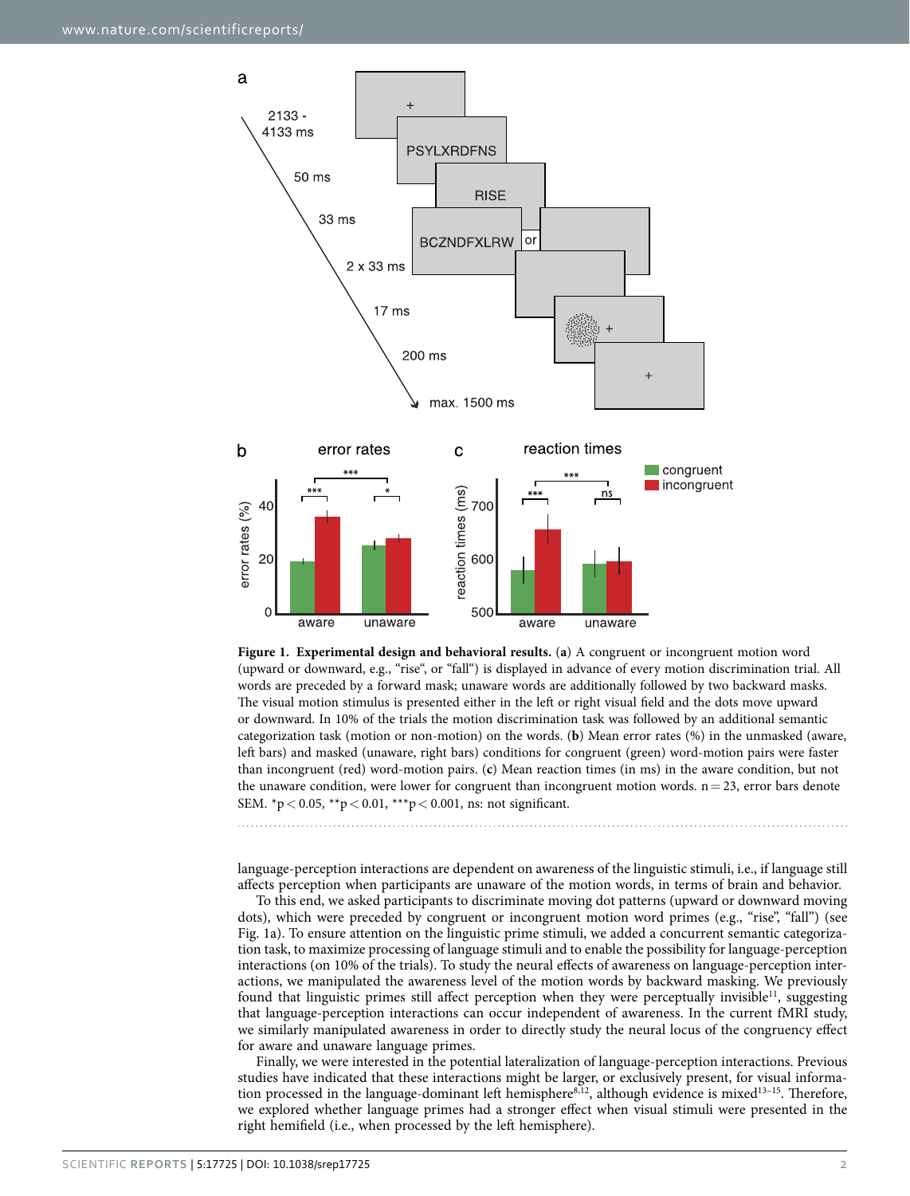**Figure 1. Experimental design and behavioral results.** (**a**) A congruent or incongruent motion word (upward or downward, e.g., "rise", or "fall") is displayed in advance of every motion discrimination trial. All words are preceded by a forward mask; unaware words are additionally followed by two backward masks. The visual motion stimulus is presented either in the left or right visual field and the dots move upward or downward. In 10% of the trials the motion discrimination task was followed by an additional semantic categorization task (motion or non-motion) on the words. (**b**) Mean error rates (%) in the unmasked (aware, left bars) and masked (unaware, right bars) conditions for congruent (green) word-motion pairs were faster than incongruent (red) word-motion pairs. (**c**) Mean reaction times (in ms) in the aware condition, but not the unaware condition, were lower for congruent than incongruent motion words. n = 23, error bars denote SEM. *p < 0.05, **p < 0.01, ***p < 0.001, ns: not significant.

language-perception interactions are dependent on awareness of the linguistic stimuli, i.e., if language still affects perception when participants are unaware of the motion words, in terms of brain and behavior.

To this end, we asked participants to discriminate moving dot patterns (upward or downward moving dots), which were preceded by congruent or incongruent motion word primes (e.g., "rise", "fall") (see Fig. 1a). To ensure attention on the linguistic prime stimuli, we added a concurrent semantic categorization task, to maximize processing of language stimuli and to enable the possibility for language-perception interactions (on 10% of the trials). To study the neural effects of awareness on language-perception interactions, we manipulated the awareness level of the motion words by backward masking. We previously found that linguistic primes still affect perception when they were perceptually invisible[11], suggesting that language-perception interactions can occur independent of awareness. In the current fMRI study, we similarly manipulated awareness in order to directly study the neural locus of the congruency effect for aware and unaware language primes.

Finally, we were interested in the potential lateralization of language-perception interactions. Previous studies have indicated that these interactions might be larger, or exclusively present, for visual information processed in the language-dominant left hemisphere[8,12], although evidence is mixed[13–15]. Therefore, we explored whether language primes had a stronger effect when visual stimuli were presented in the right hemifield (i.e., when processed by the left hemisphere).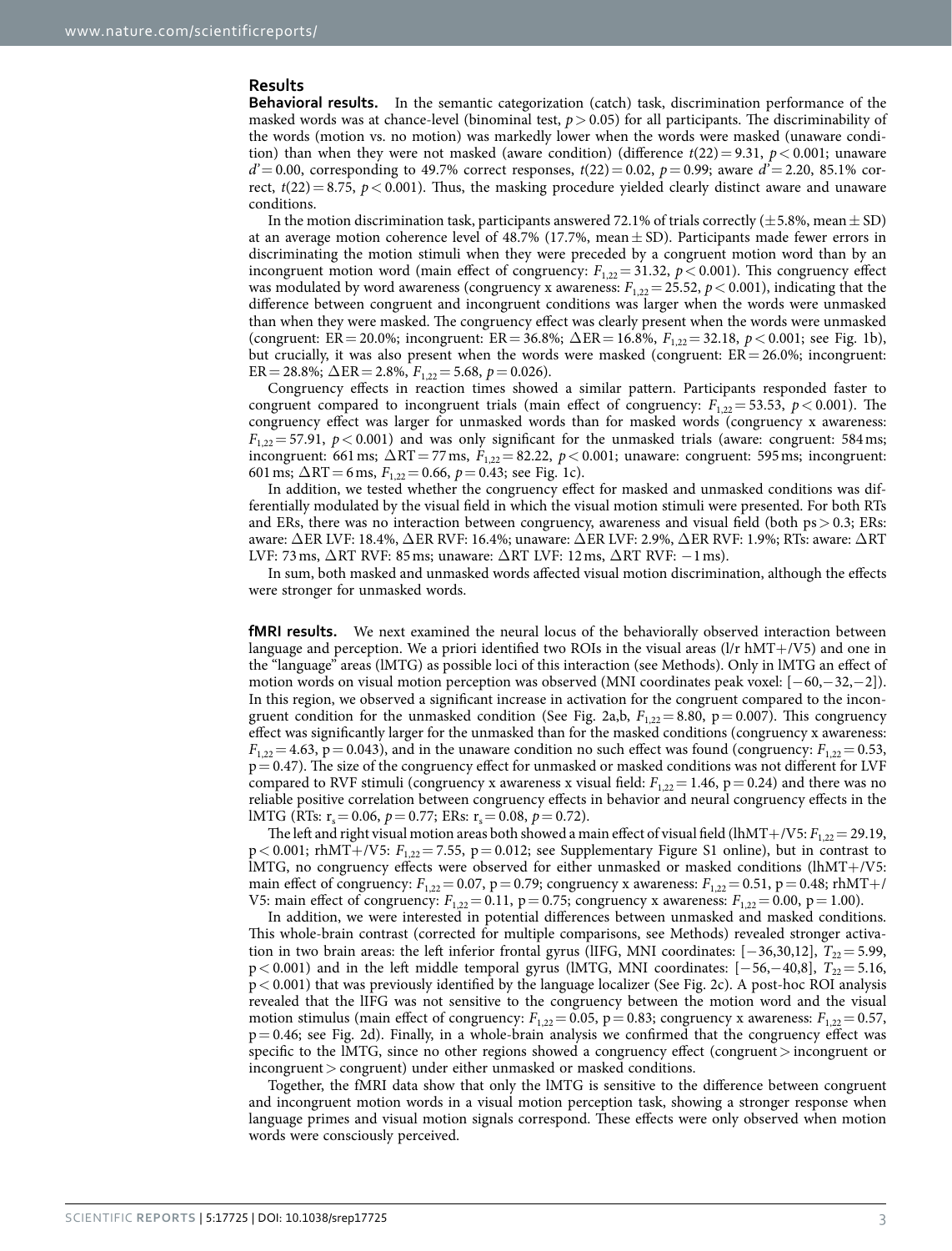## Results

**Behavioral results.** In the semantic categorization (catch) task, discrimination performance of the masked words was at chance-level (binominal test, $p > 0.05$) for all participants. The discriminability of the words (motion vs. no motion) was markedly lower when the words were masked (unaware condition) than when they were not masked (aware condition) (difference $t(22) = 9.31$, $p < 0.001$; unaware $d' = 0.00$, corresponding to 49.7% correct responses, $t(22) = 0.02$, $p = 0.99$; aware $d' = 2.20$, 85.1% correct, $t(22) = 8.75$, $p < 0.001$). Thus, the masking procedure yielded clearly distinct aware and unaware conditions.

In the motion discrimination task, participants answered 72.1% of trials correctly (±5.8%, mean ± SD) at an average motion coherence level of 48.7% (17.7%, mean ± SD). Participants made fewer errors in discriminating the motion stimuli when they were preceded by a congruent motion word than by an incongruent motion word (main effect of congruency: $F_{1,22} = 31.32$, $p < 0.001$). This congruency effect was modulated by word awareness (congruency x awareness: $F_{1,22} = 25.52$, $p < 0.001$), indicating that the difference between congruent and incongruent conditions was larger when the words were unmasked than when they were masked. The congruency effect was clearly present when the words were unmasked (congruent: ER = 20.0%; incongruent: ER = 36.8%; ΔER = 16.8%, $F_{1,22} = 32.18$, $p < 0.001$; see Fig. 1b), but crucially, it was also present when the words were masked (congruent: ER = 26.0%; incongruent: ER = 28.8%; ΔER = 2.8%, $F_{1,22} = 5.68$, $p = 0.026$).

Congruency effects in reaction times showed a similar pattern. Participants responded faster to congruent compared to incongruent trials (main effect of congruency: $F_{1,22} = 53.53$, $p < 0.001$). The congruency effect was larger for unmasked words than for masked words (congruency x awareness: $F_{1,22} = 57.91$, $p < 0.001$) and was only significant for the unmasked trials (aware: congruent: 584 ms; incongruent: 661 ms; ΔRT = 77 ms, $F_{1,22} = 82.22$, $p < 0.001$; unaware: congruent: 595 ms; incongruent: 601 ms; ΔRT = 6 ms, $F_{1,22} = 0.66$, $p = 0.43$; see Fig. 1c).

In addition, we tested whether the congruency effect for masked and unmasked conditions was differentially modulated by the visual field in which the visual motion stimuli were presented. For both RTs and ERs, there was no interaction between congruency, awareness and visual field (both ps > 0.3; ERs: aware: ΔER LVF: 18.4%, ΔER RVF: 16.4%; unaware: ΔER LVF: 2.9%, ΔER RVF: 1.9%; RTs: aware: ΔRT LVF: 73 ms, ΔRT RVF: 85 ms; unaware: ΔRT LVF: 12 ms, ΔRT RVF: −1 ms).

In sum, both masked and unmasked words affected visual motion discrimination, although the effects were stronger for unmasked words.

**fMRI results.** We next examined the neural locus of the behaviorally observed interaction between language and perception. We a priori identified two ROIs in the visual areas (l/r hMT+/V5) and one in the "language" areas (lMTG) as possible loci of this interaction (see Methods). Only in lMTG an effect of motion words on visual motion perception was observed (MNI coordinates peak voxel: [−60,−32,−2]). In this region, we observed a significant increase in activation for the congruent compared to the incongruent condition for the unmasked condition (See Fig. 2a,b, $F_{1,22} = 8.80$, p = 0.007). This congruency effect was significantly larger for the unmasked than for the masked conditions (congruency x awareness: $F_{1,22} = 4.63$, p = 0.043), and in the unaware condition no such effect was found (congruency: $F_{1,22} = 0.53$, p = 0.47). The size of the congruency effect for unmasked or masked conditions was not different for LVF compared to RVF stimuli (congruency x awareness x visual field: $F_{1,22} = 1.46$, p = 0.24) and there was no reliable positive correlation between congruency effects in behavior and neural congruency effects in the lMTG (RTs: $r_s = 0.06$, $p = 0.77$; ERs: $r_s = 0.08$, $p = 0.72$).

The left and right visual motion areas both showed a main effect of visual field (lhMT+/V5: $F_{1,22} = 29.19$, p < 0.001; rhMT+/V5: $F_{1,22} = 7.55$, p = 0.012; see Supplementary Figure S1 online), but in contrast to lMTG, no congruency effects were observed for either unmasked or masked conditions (lhMT+/V5: main effect of congruency: $F_{1,22} = 0.07$, p = 0.79; congruency x awareness: $F_{1,22} = 0.51$, p = 0.48; rhMT+/V5: main effect of congruency: $F_{1,22} = 0.11$, p = 0.75; congruency x awareness: $F_{1,22} = 0.00$, p = 1.00).

In addition, we were interested in potential differences between unmasked and masked conditions. This whole-brain contrast (corrected for multiple comparisons, see Methods) revealed stronger activation in two brain areas: the left inferior frontal gyrus (lIFG, MNI coordinates: [−36,30,12], $T_{22} = 5.99$, p < 0.001) and in the left middle temporal gyrus (lMTG, MNI coordinates: [−56,−40,8], $T_{22} = 5.16$, p < 0.001) that was previously identified by the language localizer (See Fig. 2c). A post-hoc ROI analysis revealed that the lIFG was not sensitive to the congruency between the motion word and the visual motion stimulus (main effect of congruency: $F_{1,22} = 0.05$, p = 0.83; congruency x awareness: $F_{1,22} = 0.57$, p = 0.46; see Fig. 2d). Finally, in a whole-brain analysis we confirmed that the congruency effect was specific to the lMTG, since no other regions showed a congruency effect (congruent > incongruent or incongruent > congruent) under either unmasked or masked conditions.

Together, the fMRI data show that only the lMTG is sensitive to the difference between congruent and incongruent motion words in a visual motion perception task, showing a stronger response when language primes and visual motion signals correspond. These effects were only observed when motion words were consciously perceived.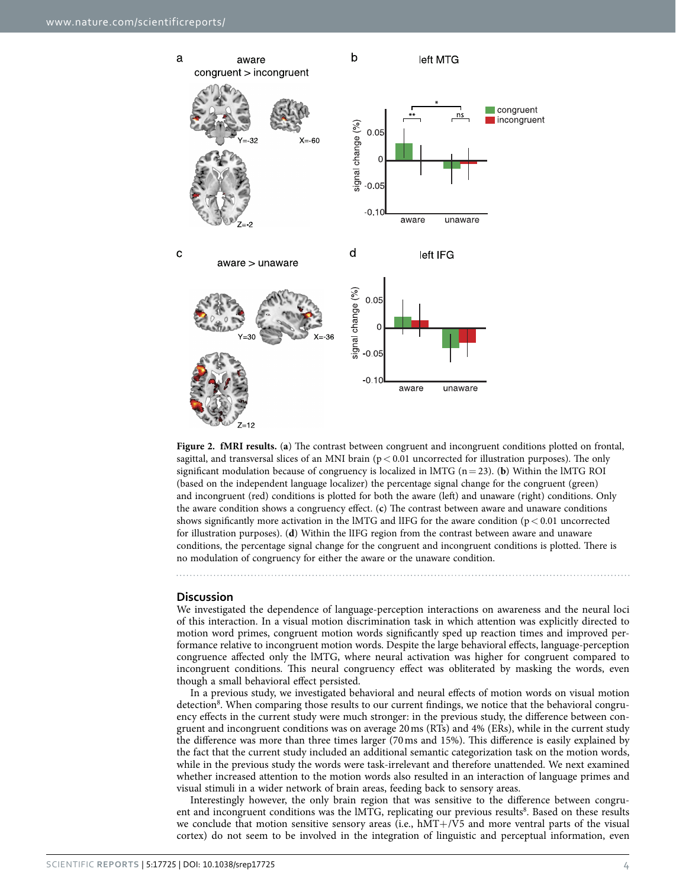**Figure 2. fMRI results.** (**a**) The contrast between congruent and incongruent conditions plotted on frontal, sagittal, and transversal slices of an MNI brain ($p < 0.01$ uncorrected for illustration purposes). The only significant modulation because of congruency is localized in lMTG ($n = 23$). (**b**) Within the lMTG ROI (based on the independent language localizer) the percentage signal change for the congruent (green) and incongruent (red) conditions is plotted for both the aware (left) and unaware (right) conditions. Only the aware condition shows a congruency effect. (**c**) The contrast between aware and unaware conditions shows significantly more activation in the lMTG and lIFG for the aware condition ($p < 0.01$ uncorrected for illustration purposes). (**d**) Within the lIFG region from the contrast between aware and unaware conditions, the percentage signal change for the congruent and incongruent conditions is plotted. There is no modulation of congruency for either the aware or the unaware condition.

## Discussion

We investigated the dependence of language-perception interactions on awareness and the neural loci of this interaction. In a visual motion discrimination task in which attention was explicitly directed to motion word primes, congruent motion words significantly sped up reaction times and improved performance relative to incongruent motion words. Despite the large behavioral effects, language-perception congruence affected only the lMTG, where neural activation was higher for congruent compared to incongruent conditions. This neural congruency effect was obliterated by masking the words, even though a small behavioral effect persisted.

In a previous study, we investigated behavioral and neural effects of motion words on visual motion detection[8]. When comparing those results to our current findings, we notice that the behavioral congruency effects in the current study were much stronger: in the previous study, the difference between congruent and incongruent conditions was on average 20 ms (RTs) and 4% (ERs), while in the current study the difference was more than three times larger (70 ms and 15%). This difference is easily explained by the fact that the current study included an additional semantic categorization task on the motion words, while in the previous study the words were task-irrelevant and therefore unattended. We next examined whether increased attention to the motion words also resulted in an interaction of language primes and visual stimuli in a wider network of brain areas, feeding back to sensory areas.

Interestingly however, the only brain region that was sensitive to the difference between congruent and incongruent conditions was the lMTG, replicating our previous results[8]. Based on these results we conclude that motion sensitive sensory areas (i.e., hMT+/V5 and more ventral parts of the visual cortex) do not seem to be involved in the integration of linguistic and perceptual information, even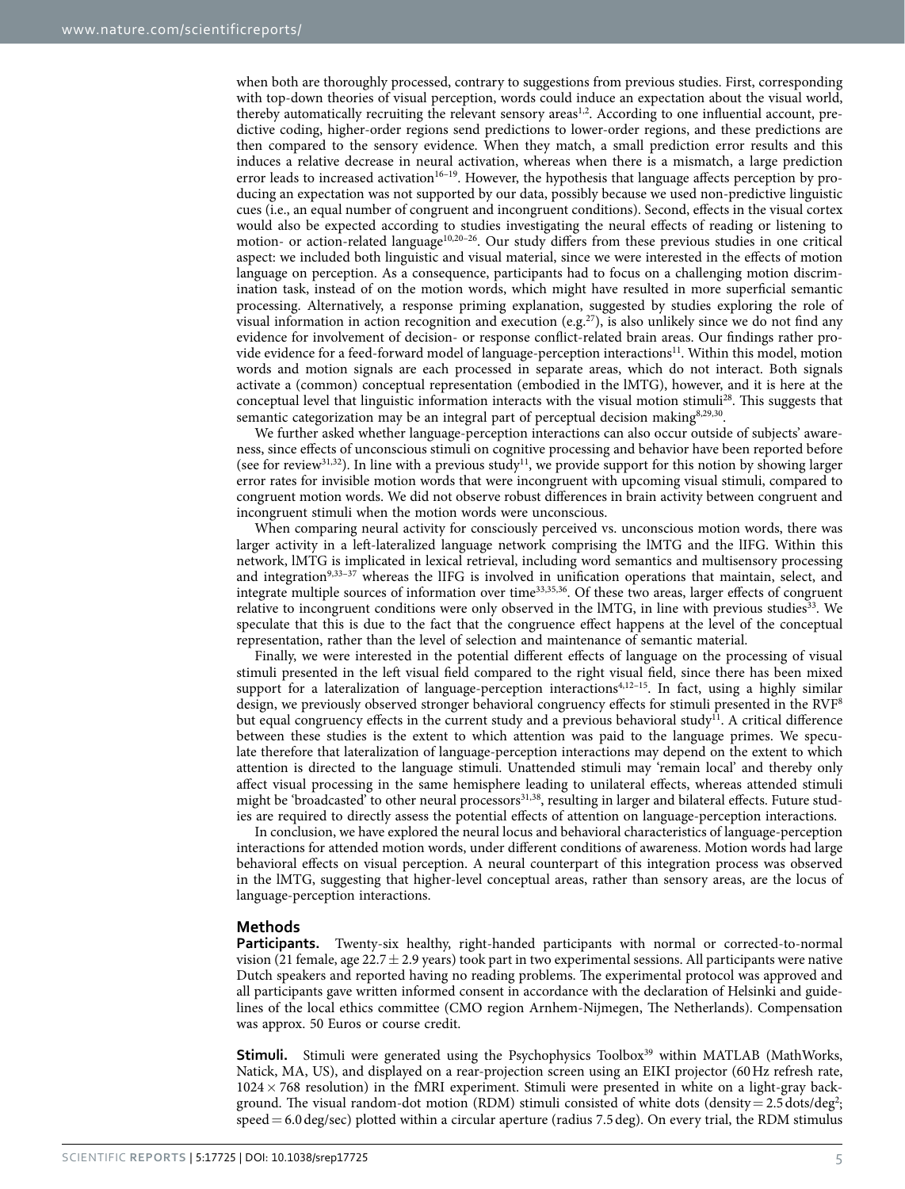when both are thoroughly processed, contrary to suggestions from previous studies. First, corresponding with top-down theories of visual perception, words could induce an expectation about the visual world, thereby automatically recruiting the relevant sensory areas[1,2]. According to one influential account, predictive coding, higher-order regions send predictions to lower-order regions, and these predictions are then compared to the sensory evidence. When they match, a small prediction error results and this induces a relative decrease in neural activation, whereas when there is a mismatch, a large prediction error leads to increased activation[16–19]. However, the hypothesis that language affects perception by producing an expectation was not supported by our data, possibly because we used non-predictive linguistic cues (i.e., an equal number of congruent and incongruent conditions). Second, effects in the visual cortex would also be expected according to studies investigating the neural effects of reading or listening to motion- or action-related language[10,20–26]. Our study differs from these previous studies in one critical aspect: we included both linguistic and visual material, since we were interested in the effects of motion language on perception. As a consequence, participants had to focus on a challenging motion discrimination task, instead of on the motion words, which might have resulted in more superficial semantic processing. Alternatively, a response priming explanation, suggested by studies exploring the role of visual information in action recognition and execution (e.g.[27]), is also unlikely since we do not find any evidence for involvement of decision- or response conflict-related brain areas. Our findings rather provide evidence for a feed-forward model of language-perception interactions[11]. Within this model, motion words and motion signals are each processed in separate areas, which do not interact. Both signals activate a (common) conceptual representation (embodied in the lMTG), however, and it is here at the conceptual level that linguistic information interacts with the visual motion stimuli[28]. This suggests that semantic categorization may be an integral part of perceptual decision making[8,29,30].

We further asked whether language-perception interactions can also occur outside of subjects' awareness, since effects of unconscious stimuli on cognitive processing and behavior have been reported before (see for review[31,32]). In line with a previous study[11], we provide support for this notion by showing larger error rates for invisible motion words that were incongruent with upcoming visual stimuli, compared to congruent motion words. We did not observe robust differences in brain activity between congruent and incongruent stimuli when the motion words were unconscious.

When comparing neural activity for consciously perceived vs. unconscious motion words, there was larger activity in a left-lateralized language network comprising the lMTG and the lIFG. Within this network, lMTG is implicated in lexical retrieval, including word semantics and multisensory processing and integration[9,33–37] whereas the lIFG is involved in unification operations that maintain, select, and integrate multiple sources of information over time[33,35,36]. Of these two areas, larger effects of congruent relative to incongruent conditions were only observed in the lMTG, in line with previous studies[33]. We speculate that this is due to the fact that the congruence effect happens at the level of the conceptual representation, rather than the level of selection and maintenance of semantic material.

Finally, we were interested in the potential different effects of language on the processing of visual stimuli presented in the left visual field compared to the right visual field, since there has been mixed support for a lateralization of language-perception interactions[4,12–15]. In fact, using a highly similar design, we previously observed stronger behavioral congruency effects for stimuli presented in the RVF[8] but equal congruency effects in the current study and a previous behavioral study[11]. A critical difference between these studies is the extent to which attention was paid to the language primes. We speculate therefore that lateralization of language-perception interactions may depend on the extent to which attention is directed to the language stimuli. Unattended stimuli may 'remain local' and thereby only affect visual processing in the same hemisphere leading to unilateral effects, whereas attended stimuli might be 'broadcasted' to other neural processors[31,38], resulting in larger and bilateral effects. Future studies are required to directly assess the potential effects of attention on language-perception interactions.

In conclusion, we have explored the neural locus and behavioral characteristics of language-perception interactions for attended motion words, under different conditions of awareness. Motion words had large behavioral effects on visual perception. A neural counterpart of this integration process was observed in the lMTG, suggesting that higher-level conceptual areas, rather than sensory areas, are the locus of language-perception interactions.

## Methods

**Participants.** Twenty-six healthy, right-handed participants with normal or corrected-to-normal vision (21 female, age $22.7 \pm 2.9$ years) took part in two experimental sessions. All participants were native Dutch speakers and reported having no reading problems. The experimental protocol was approved and all participants gave written informed consent in accordance with the declaration of Helsinki and guidelines of the local ethics committee (CMO region Arnhem-Nijmegen, The Netherlands). Compensation was approx. 50 Euros or course credit.

**Stimuli.** Stimuli were generated using the Psychophysics Toolbox[39] within MATLAB (MathWorks, Natick, MA, US), and displayed on a rear-projection screen using an EIKI projector (60 Hz refresh rate, $1024 \times 768$ resolution) in the fMRI experiment. Stimuli were presented in white on a light-gray background. The visual random-dot motion (RDM) stimuli consisted of white dots (density = 2.5 dots/deg$^2$; speed = 6.0 deg/sec) plotted within a circular aperture (radius 7.5 deg). On every trial, the RDM stimulus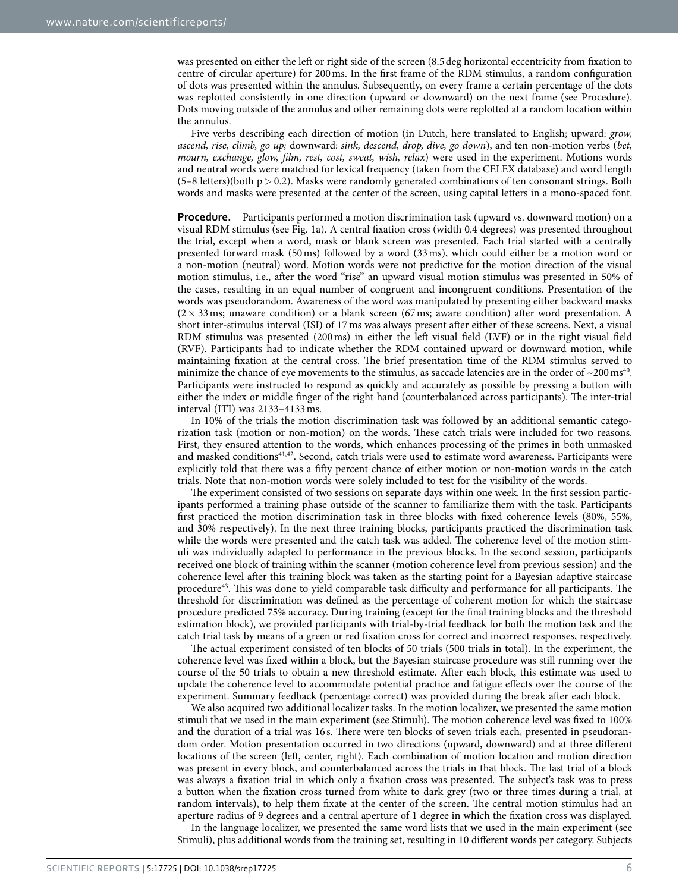was presented on either the left or right side of the screen (8.5 deg horizontal eccentricity from fixation to centre of circular aperture) for 200 ms. In the first frame of the RDM stimulus, a random configuration of dots was presented within the annulus. Subsequently, on every frame a certain percentage of the dots was replotted consistently in one direction (upward or downward) on the next frame (see Procedure). Dots moving outside of the annulus and other remaining dots were replotted at a random location within the annulus.

Five verbs describing each direction of motion (in Dutch, here translated to English; upward: *grow, ascend, rise, climb, go up;* downward: *sink, descend, drop, dive, go down*), and ten non-motion verbs (*bet, mourn, exchange, glow, film, rest, cost, sweat, wish, relax*) were used in the experiment. Motions words and neutral words were matched for lexical frequency (taken from the CELEX database) and word length (5–8 letters)(both $p > 0.2$). Masks were randomly generated combinations of ten consonant strings. Both words and masks were presented at the center of the screen, using capital letters in a mono-spaced font.

**Procedure.** Participants performed a motion discrimination task (upward vs. downward motion) on a visual RDM stimulus (see Fig. 1a). A central fixation cross (width 0.4 degrees) was presented throughout the trial, except when a word, mask or blank screen was presented. Each trial started with a centrally presented forward mask (50 ms) followed by a word (33 ms), which could either be a motion word or a non-motion (neutral) word. Motion words were not predictive for the motion direction of the visual motion stimulus, i.e., after the word "rise" an upward visual motion stimulus was presented in 50% of the cases, resulting in an equal number of congruent and incongruent conditions. Presentation of the words was pseudorandom. Awareness of the word was manipulated by presenting either backward masks ($2 \times 33$ ms; unaware condition) or a blank screen (67 ms; aware condition) after word presentation. A short inter-stimulus interval (ISI) of 17 ms was always present after either of these screens. Next, a visual RDM stimulus was presented (200 ms) in either the left visual field (LVF) or in the right visual field (RVF). Participants had to indicate whether the RDM contained upward or downward motion, while maintaining fixation at the central cross. The brief presentation time of the RDM stimulus served to minimize the chance of eye movements to the stimulus, as saccade latencies are in the order of ~200 ms[40]. Participants were instructed to respond as quickly and accurately as possible by pressing a button with either the index or middle finger of the right hand (counterbalanced across participants). The inter-trial interval (ITI) was 2133–4133 ms.

In 10% of the trials the motion discrimination task was followed by an additional semantic categorization task (motion or non-motion) on the words. These catch trials were included for two reasons. First, they ensured attention to the words, which enhances processing of the primes in both unmasked and masked conditions[41,42]. Second, catch trials were used to estimate word awareness. Participants were explicitly told that there was a fifty percent chance of either motion or non-motion words in the catch trials. Note that non-motion words were solely included to test for the visibility of the words.

The experiment consisted of two sessions on separate days within one week. In the first session participants performed a training phase outside of the scanner to familiarize them with the task. Participants first practiced the motion discrimination task in three blocks with fixed coherence levels (80%, 55%, and 30% respectively). In the next three training blocks, participants practiced the discrimination task while the words were presented and the catch task was added. The coherence level of the motion stimuli was individually adapted to performance in the previous blocks. In the second session, participants received one block of training within the scanner (motion coherence level from previous session) and the coherence level after this training block was taken as the starting point for a Bayesian adaptive staircase procedure[43]. This was done to yield comparable task difficulty and performance for all participants. The threshold for discrimination was defined as the percentage of coherent motion for which the staircase procedure predicted 75% accuracy. During training (except for the final training blocks and the threshold estimation block), we provided participants with trial-by-trial feedback for both the motion task and the catch trial task by means of a green or red fixation cross for correct and incorrect responses, respectively.

The actual experiment consisted of ten blocks of 50 trials (500 trials in total). In the experiment, the coherence level was fixed within a block, but the Bayesian staircase procedure was still running over the course of the 50 trials to obtain a new threshold estimate. After each block, this estimate was used to update the coherence level to accommodate potential practice and fatigue effects over the course of the experiment. Summary feedback (percentage correct) was provided during the break after each block.

We also acquired two additional localizer tasks. In the motion localizer, we presented the same motion stimuli that we used in the main experiment (see Stimuli). The motion coherence level was fixed to 100% and the duration of a trial was 16 s. There were ten blocks of seven trials each, presented in pseudorandom order. Motion presentation occurred in two directions (upward, downward) and at three different locations of the screen (left, center, right). Each combination of motion location and motion direction was present in every block, and counterbalanced across the trials in that block. The last trial of a block was always a fixation trial in which only a fixation cross was presented. The subject's task was to press a button when the fixation cross turned from white to dark grey (two or three times during a trial, at random intervals), to help them fixate at the center of the screen. The central motion stimulus had an aperture radius of 9 degrees and a central aperture of 1 degree in which the fixation cross was displayed.

In the language localizer, we presented the same word lists that we used in the main experiment (see Stimuli), plus additional words from the training set, resulting in 10 different words per category. Subjects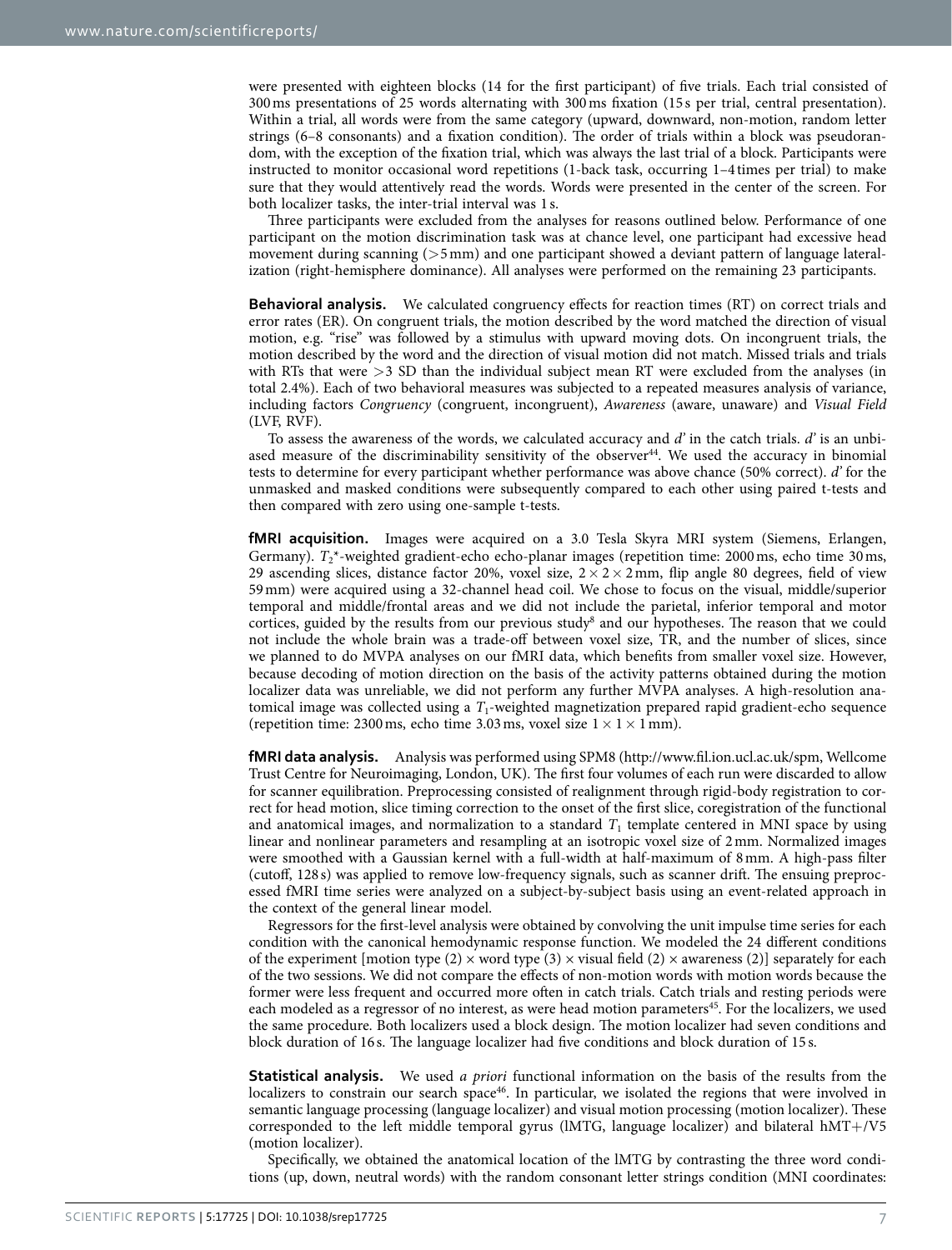were presented with eighteen blocks (14 for the first participant) of five trials. Each trial consisted of 300 ms presentations of 25 words alternating with 300 ms fixation (15 s per trial, central presentation). Within a trial, all words were from the same category (upward, downward, non-motion, random letter strings (6–8 consonants) and a fixation condition). The order of trials within a block was pseudorandom, with the exception of the fixation trial, which was always the last trial of a block. Participants were instructed to monitor occasional word repetitions (1-back task, occurring 1–4 times per trial) to make sure that they would attentively read the words. Words were presented in the center of the screen. For both localizer tasks, the inter-trial interval was 1 s.

Three participants were excluded from the analyses for reasons outlined below. Performance of one participant on the motion discrimination task was at chance level, one participant had excessive head movement during scanning (>5 mm) and one participant showed a deviant pattern of language lateralization (right-hemisphere dominance). All analyses were performed on the remaining 23 participants.

**Behavioral analysis.** We calculated congruency effects for reaction times (RT) on correct trials and error rates (ER). On congruent trials, the motion described by the word matched the direction of visual motion, e.g. "rise" was followed by a stimulus with upward moving dots. On incongruent trials, the motion described by the word and the direction of visual motion did not match. Missed trials and trials with RTs that were >3 SD than the individual subject mean RT were excluded from the analyses (in total 2.4%). Each of two behavioral measures was subjected to a repeated measures analysis of variance, including factors *Congruency* (congruent, incongruent), *Awareness* (aware, unaware) and *Visual Field* (LVF, RVF).

To assess the awareness of the words, we calculated accuracy and *d'* in the catch trials. *d'* is an unbiased measure of the discriminability sensitivity of the observer[44]. We used the accuracy in binomial tests to determine for every participant whether performance was above chance (50% correct). *d'* for the unmasked and masked conditions were subsequently compared to each other using paired t-tests and then compared with zero using one-sample t-tests.

**fMRI acquisition.** Images were acquired on a 3.0 Tesla Skyra MRI system (Siemens, Erlangen, Germany). $T_2$*-weighted gradient-echo echo-planar images (repetition time: 2000 ms, echo time 30 ms, 29 ascending slices, distance factor 20%, voxel size, $2 \times 2 \times 2$ mm, flip angle 80 degrees, field of view 59 mm) were acquired using a 32-channel head coil. We chose to focus on the visual, middle/superior temporal and middle/frontal areas and we did not include the parietal, inferior temporal and motor cortices, guided by the results from our previous study[8] and our hypotheses. The reason that we could not include the whole brain was a trade-off between voxel size, TR, and the number of slices, since we planned to do MVPA analyses on our fMRI data, which benefits from smaller voxel size. However, because decoding of motion direction on the basis of the activity patterns obtained during the motion localizer data was unreliable, we did not perform any further MVPA analyses. A high-resolution anatomical image was collected using a $T_1$-weighted magnetization prepared rapid gradient-echo sequence (repetition time: 2300 ms, echo time 3.03 ms, voxel size $1 \times 1 \times 1$ mm).

**fMRI data analysis.** Analysis was performed using SPM8 (http://www.fil.ion.ucl.ac.uk/spm, Wellcome Trust Centre for Neuroimaging, London, UK). The first four volumes of each run were discarded to allow for scanner equilibration. Preprocessing consisted of realignment through rigid-body registration to correct for head motion, slice timing correction to the onset of the first slice, coregistration of the functional and anatomical images, and normalization to a standard $T_1$ template centered in MNI space by using linear and nonlinear parameters and resampling at an isotropic voxel size of 2 mm. Normalized images were smoothed with a Gaussian kernel with a full-width at half-maximum of 8 mm. A high-pass filter (cutoff, 128 s) was applied to remove low-frequency signals, such as scanner drift. The ensuing preprocessed fMRI time series were analyzed on a subject-by-subject basis using an event-related approach in the context of the general linear model.

Regressors for the first-level analysis were obtained by convolving the unit impulse time series for each condition with the canonical hemodynamic response function. We modeled the 24 different conditions of the experiment [motion type (2) × word type (3) × visual field (2) × awareness (2)] separately for each of the two sessions. We did not compare the effects of non-motion words with motion words because the former were less frequent and occurred more often in catch trials. Catch trials and resting periods were each modeled as a regressor of no interest, as were head motion parameters[45]. For the localizers, we used the same procedure. Both localizers used a block design. The motion localizer had seven conditions and block duration of 16 s. The language localizer had five conditions and block duration of 15 s.

**Statistical analysis.** We used *a priori* functional information on the basis of the results from the localizers to constrain our search space[46]. In particular, we isolated the regions that were involved in semantic language processing (language localizer) and visual motion processing (motion localizer). These corresponded to the left middle temporal gyrus (lMTG, language localizer) and bilateral hMT+/V5 (motion localizer).

Specifically, we obtained the anatomical location of the lMTG by contrasting the three word conditions (up, down, neutral words) with the random consonant letter strings condition (MNI coordinates: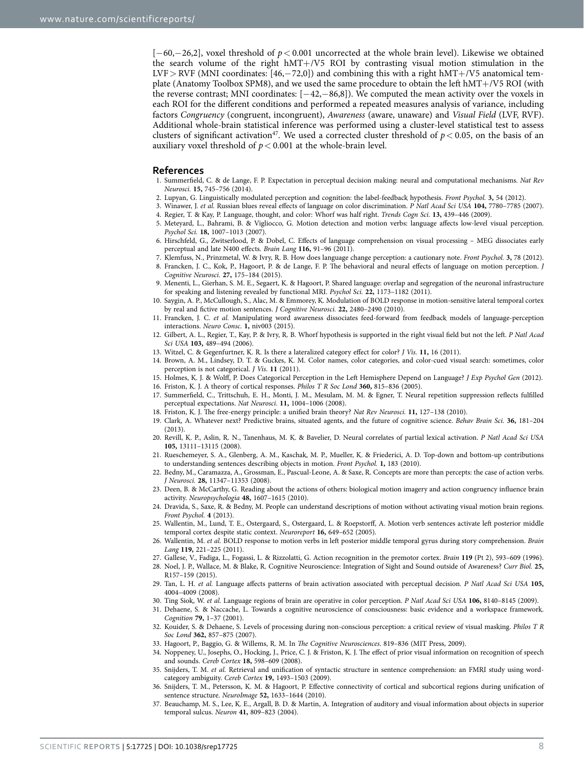[−60,−26,2], voxel threshold of $p < 0.001$ uncorrected at the whole brain level). Likewise we obtained the search volume of the right hMT+/V5 ROI by contrasting visual motion stimulation in the LVF > RVF (MNI coordinates: [46,−72,0]) and combining this with a right hMT+/V5 anatomical template (Anatomy Toolbox SPM8), and we used the same procedure to obtain the left hMT+/V5 ROI (with the reverse contrast; MNI coordinates: [−42,−86,8]). We computed the mean activity over the voxels in each ROI for the different conditions and performed a repeated measures analysis of variance, including factors *Congruency* (congruent, incongruent), *Awareness* (aware, unaware) and *Visual Field* (LVF, RVF). Additional whole-brain statistical inference was performed using a cluster-level statistical test to assess clusters of significant activation[47]. We used a corrected cluster threshold of $p < 0.05$, on the basis of an auxiliary voxel threshold of $p < 0.001$ at the whole-brain level.

## References

1. Summerfield, C. & de Lange, F. P. Expectation in perceptual decision making: neural and computational mechanisms. *Nat Rev Neurosci.* **15,** 745–756 (2014).
2. Lupyan, G. Linguistically modulated perception and cognition: the label-feedback hypothesis. *Front Psychol.* **3,** 54 (2012).
3. Winawer, J. *et al.* Russian blues reveal effects of language on color discrimination. *P Natl Acad Sci USA* **104,** 7780–7785 (2007).
4. Regier, T. & Kay, P. Language, thought, and color: Whorf was half right. *Trends Cogn Sci.* **13,** 439–446 (2009).
5. Meteyard, L., Bahrami, B. & Vigliocco, G. Motion detection and motion verbs: language affects low-level visual perception. *Psychol Sci.* **18,** 1007–1013 (2007).
6. Hirschfeld, G., Zwitserlood, P. & Dobel, C. Effects of language comprehension on visual processing – MEG dissociates early perceptual and late N400 effects. *Brain Lang* **116,** 91–96 (2011).
7. Klemfuss, N., Prinzmetal, W. & Ivry, R. B. How does language change perception: a cautionary note. *Front Psychol.* **3,** 78 (2012).
8. Francken, J. C., Kok, P., Hagoort, P. & de Lange, F. P. The behavioral and neural effects of language on motion perception. *J Cognitive Neurosci.* **27,** 175–184 (2015).
9. Menenti, L., Gierhan, S. M. E., Segaert, K. & Hagoort, P. Shared language: overlap and segregation of the neuronal infrastructure for speaking and listening revealed by functional MRI. *Psychol Sci.* **22,** 1173–1182 (2011).
10. Saygin, A. P., McCullough, S., Alac, M. & Emmorey, K. Modulation of BOLD response in motion-sensitive lateral temporal cortex by real and fictive motion sentences. *J Cognitive Neurosci.* **22,** 2480–2490 (2010).
11. Francken, J. C. *et al.* Manipulating word awareness dissociates feed-forward from feedback models of language-perception interactions. *Neuro Consc.* **1,** niv003 (2015).
12. Gilbert, A. L., Regier, T., Kay, P. & Ivry, R. B. Whorf hypothesis is supported in the right visual field but not the left. *P Natl Acad Sci USA* **103,** 489–494 (2006).
13. Witzel, C. & Gegenfurtner, K. R. Is there a lateralized category effect for color? *J Vis.* **11,** 16 (2011).
14. Brown, A. M., Lindsey, D. T. & Guckes, K. M. Color names, color categories, and color-cued visual search: sometimes, color perception is not categorical. *J Vis.* **11** (2011).
15. Holmes, K. J. & Wolff, P. Does Categorical Perception in the Left Hemisphere Depend on Language? *J Exp Psychol Gen* (2012).
16. Friston, K. J. A theory of cortical responses. *Philos T R Soc Lond* **360,** 815–836 (2005).
17. Summerfield, C., Trittschuh, E. H., Monti, J. M., Mesulam, M. M. & Egner, T. Neural repetition suppression reflects fulfilled perceptual expectations. *Nat Neurosci.* **11,** 1004–1006 (2008).
18. Friston, K. J. The free-energy principle: a unified brain theory? *Nat Rev Neurosci.* **11,** 127–138 (2010).
19. Clark, A. Whatever next? Predictive brains, situated agents, and the future of cognitive science. *Behav Brain Sci.* **36,** 181–204 (2013).
20. Revill, K. P., Aslin, R. N., Tanenhaus, M. K. & Bavelier, D. Neural correlates of partial lexical activation. *P Natl Acad Sci USA* **105,** 13111–13115 (2008).
21. Rueschemeyer, S. A., Glenberg, A. M., Kaschak, M. P., Mueller, K. & Friederici, A. D. Top-down and bottom-up contributions to understanding sentences describing objects in motion. *Front Psychol.* **1,** 183 (2010).
22. Bedny, M., Caramazza, A., Grossman, E., Pascual-Leone, A. & Saxe, R. Concepts are more than percepts: the case of action verbs. *J Neurosci.* **28,** 11347–11353 (2008).
23. Deen, B. & McCarthy, G. Reading about the actions of others: biological motion imagery and action congruency influence brain activity. *Neuropsychologia* **48,** 1607–1615 (2010).
24. Dravida, S., Saxe, R. & Bedny, M. People can understand descriptions of motion without activating visual motion brain regions. *Front Psychol.* **4** (2013).
25. Wallentin, M., Lund, T. E., Ostergaard, S., Ostergaard, L. & Roepstorff, A. Motion verb sentences activate left posterior middle temporal cortex despite static context. *Neuroreport* **16,** 649–652 (2005).
26. Wallentin, M. *et al.* BOLD response to motion verbs in left posterior middle temporal gyrus during story comprehension. *Brain Lang* **119,** 221–225 (2011).
27. Gallese, V., Fadiga, L., Fogassi, L. & Rizzolatti, G. Action recognition in the premotor cortex. *Brain* **119** (Pt 2), 593–609 (1996).
28. Noel, J. P., Wallace, M. & Blake, R. Cognitive Neuroscience: Integration of Sight and Sound outside of Awareness? *Curr Biol.* **25,** R157–159 (2015).
29. Tan, L. H. *et al.* Language affects patterns of brain activation associated with perceptual decision. *P Natl Acad Sci USA* **105,** 4004–4009 (2008).
30. Ting Siok, W. *et al.* Language regions of brain are operative in color perception. *P Natl Acad Sci USA* **106,** 8140–8145 (2009).
31. Dehaene, S. & Naccache, L. Towards a cognitive neuroscience of consciousness: basic evidence and a workspace framework. *Cognition* **79,** 1–37 (2001).
32. Kouider, S. & Dehaene, S. Levels of processing during non-conscious perception: a critical review of visual masking. *Philos T R Soc Lond* **362,** 857–875 (2007).
33. Hagoort, P., Baggio, G. & Willems, R. M. In *The Cognitive Neurosciences*. 819–836 (MIT Press, 2009).
34. Noppeney, U., Josephs, O., Hocking, J., Price, C. J. & Friston, K. J. The effect of prior visual information on recognition of speech and sounds. *Cereb Cortex* **18,** 598–609 (2008).
35. Snijders, T. M. *et al.* Retrieval and unification of syntactic structure in sentence comprehension: an FMRI study using word-category ambiguity. *Cereb Cortex* **19,** 1493–1503 (2009).
36. Snijders, T. M., Petersson, K. M. & Hagoort, P. Effective connectivity of cortical and subcortical regions during unification of sentence structure. *NeuroImage* **52,** 1633–1644 (2010).
37. Beauchamp, M. S., Lee, K. E., Argall, B. D. & Martin, A. Integration of auditory and visual information about objects in superior temporal sulcus. *Neuron* **41,** 809–823 (2004).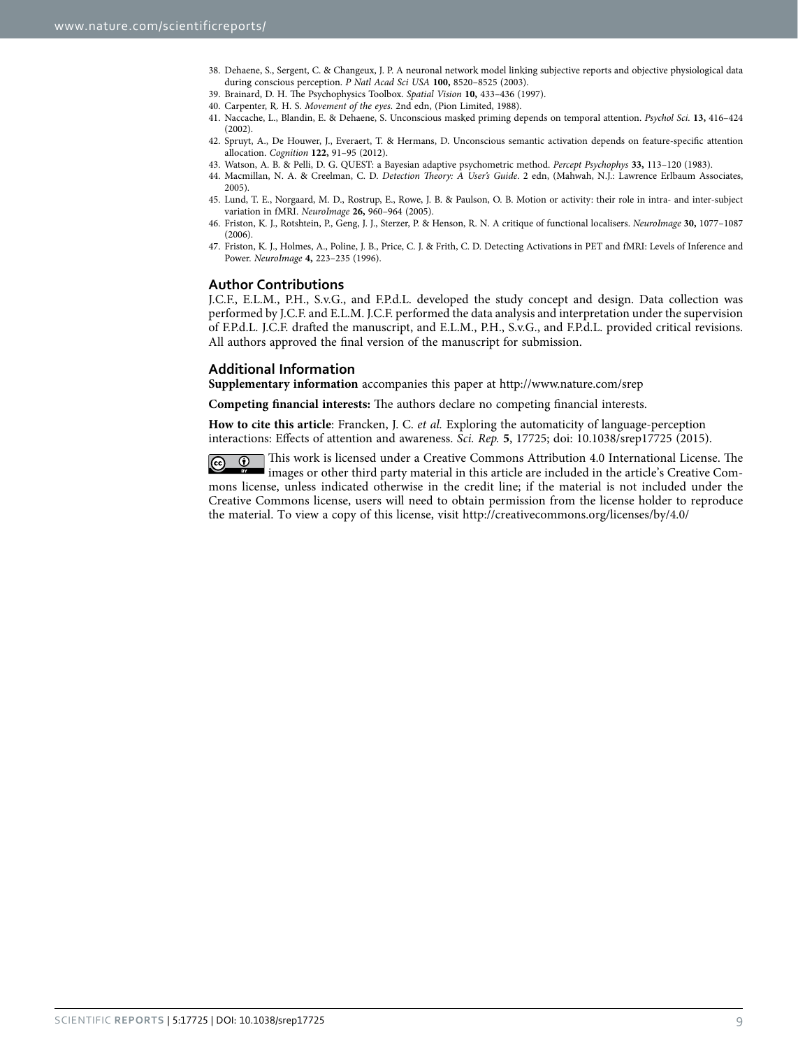38. Dehaene, S., Sergent, C. & Changeux, J. P. A neuronal network model linking subjective reports and objective physiological data during conscious perception. *P Natl Acad Sci USA* **100,** 8520–8525 (2003).
39. Brainard, D. H. The Psychophysics Toolbox. *Spatial Vision* **10,** 433–436 (1997).
40. Carpenter, R. H. S. *Movement of the eyes*. 2nd edn, (Pion Limited, 1988).
41. Naccache, L., Blandin, E. & Dehaene, S. Unconscious masked priming depends on temporal attention. *Psychol Sci.* **13,** 416–424 (2002).
42. Spruyt, A., De Houwer, J., Everaert, T. & Hermans, D. Unconscious semantic activation depends on feature-specific attention allocation. *Cognition* **122,** 91–95 (2012).
43. Watson, A. B. & Pelli, D. G. QUEST: a Bayesian adaptive psychometric method. *Percept Psychophys* **33,** 113–120 (1983).
44. Macmillan, N. A. & Creelman, C. D. *Detection Theory: A User's Guide*. 2 edn, (Mahwah, N.J.: Lawrence Erlbaum Associates, 2005).
45. Lund, T. E., Norgaard, M. D., Rostrup, E., Rowe, J. B. & Paulson, O. B. Motion or activity: their role in intra- and inter-subject variation in fMRI. *NeuroImage* **26,** 960–964 (2005).
46. Friston, K. J., Rotshtein, P., Geng, J. J., Sterzer, P. & Henson, R. N. A critique of functional localisers. *NeuroImage* **30,** 1077–1087 (2006).
47. Friston, K. J., Holmes, A., Poline, J. B., Price, C. J. & Frith, C. D. Detecting Activations in PET and fMRI: Levels of Inference and Power. *NeuroImage* **4,** 223–235 (1996).

## Author Contributions

J.C.F., E.L.M., P.H., S.v.G., and F.P.d.L. developed the study concept and design. Data collection was performed by J.C.F. and E.L.M. J.C.F. performed the data analysis and interpretation under the supervision of F.P.d.L. J.C.F. drafted the manuscript, and E.L.M., P.H., S.v.G., and F.P.d.L. provided critical revisions. All authors approved the final version of the manuscript for submission.

## Additional Information

**Supplementary information** accompanies this paper at http://www.nature.com/srep

**Competing financial interests:** The authors declare no competing financial interests.

**How to cite this article**: Francken, J. C. *et al.* Exploring the automaticity of language-perception interactions: Effects of attention and awareness. *Sci. Rep.* **5**, 17725; doi: 10.1038/srep17725 (2015).

This work is licensed under a Creative Commons Attribution 4.0 International License. The images or other third party material in this article are included in the article's Creative Commons license, unless indicated otherwise in the credit line; if the material is not included under the Creative Commons license, users will need to obtain permission from the license holder to reproduce the material. To view a copy of this license, visit http://creativecommons.org/licenses/by/4.0/